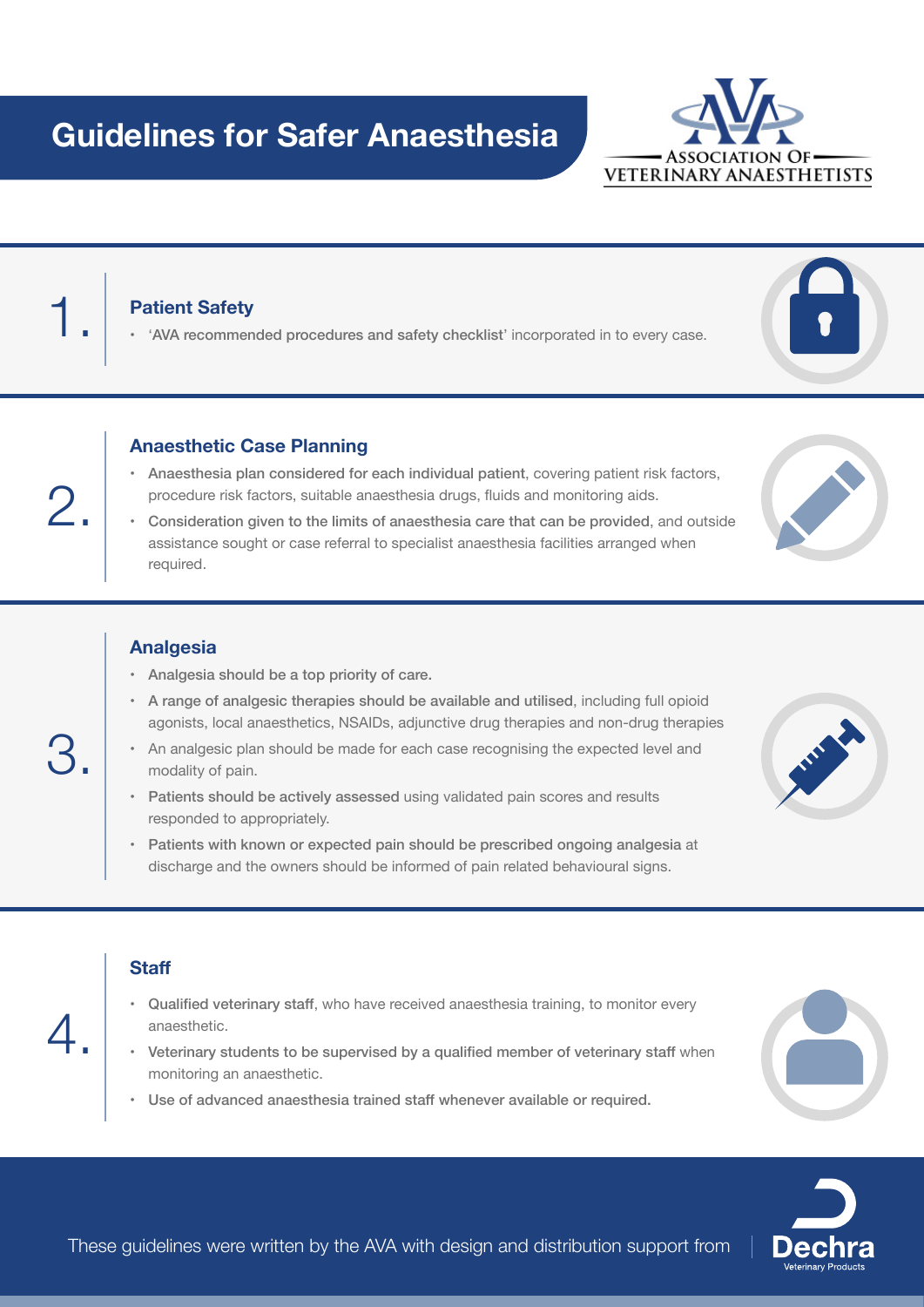# Guidelines for Safer Anaesthesia

ASSOCIATION OF VETERINARY ANAESTHETISTS

## 1. Patient Safety

- **'AVA recommended procedures and safety checklist'** incorporated in to every case.

## 2. Anaesthetic Case Planning

- **Anaesthesia plan considered for each individual patient**, covering patient risk factors, procedure risk factors, suitable anaesthesia drugs, fluids and monitoring aids.
- **Consideration given to the limits of anaesthesia care that can be provided**, and outside assistance sought or case referral to specialist anaesthesia facilities arranged when required.

## 3. Analgesia

- **Analgesia should be a top priority of care.**
- **A range of analgesic therapies should be available and utilised**, including full opioid agonists, local anaesthetics, NSAIDs, adjunctive drug therapies and non-drug therapies
- **An analgesic plan should be made for each case** recognising the expected level and modality of pain.
- **Patients should be actively assessed** using validated pain scores and results responded to appropriately.
- **Patients with known or expected pain should be prescribed ongoing analgesia** at discharge and the owners should be informed of pain related behavioural signs.

## 4. Staff

- **Qualified veterinary staff**, who have received anaesthesia training, to monitor every anaesthetic.
- **Veterinary students to be supervised by a qualified member of veterinary staff** when monitoring an anaesthetic.
- **Use of advanced anaesthesia trained staff whenever available or required.**

These guidelines were written by the AVA with design and distribution support from Dechra Veterinary Products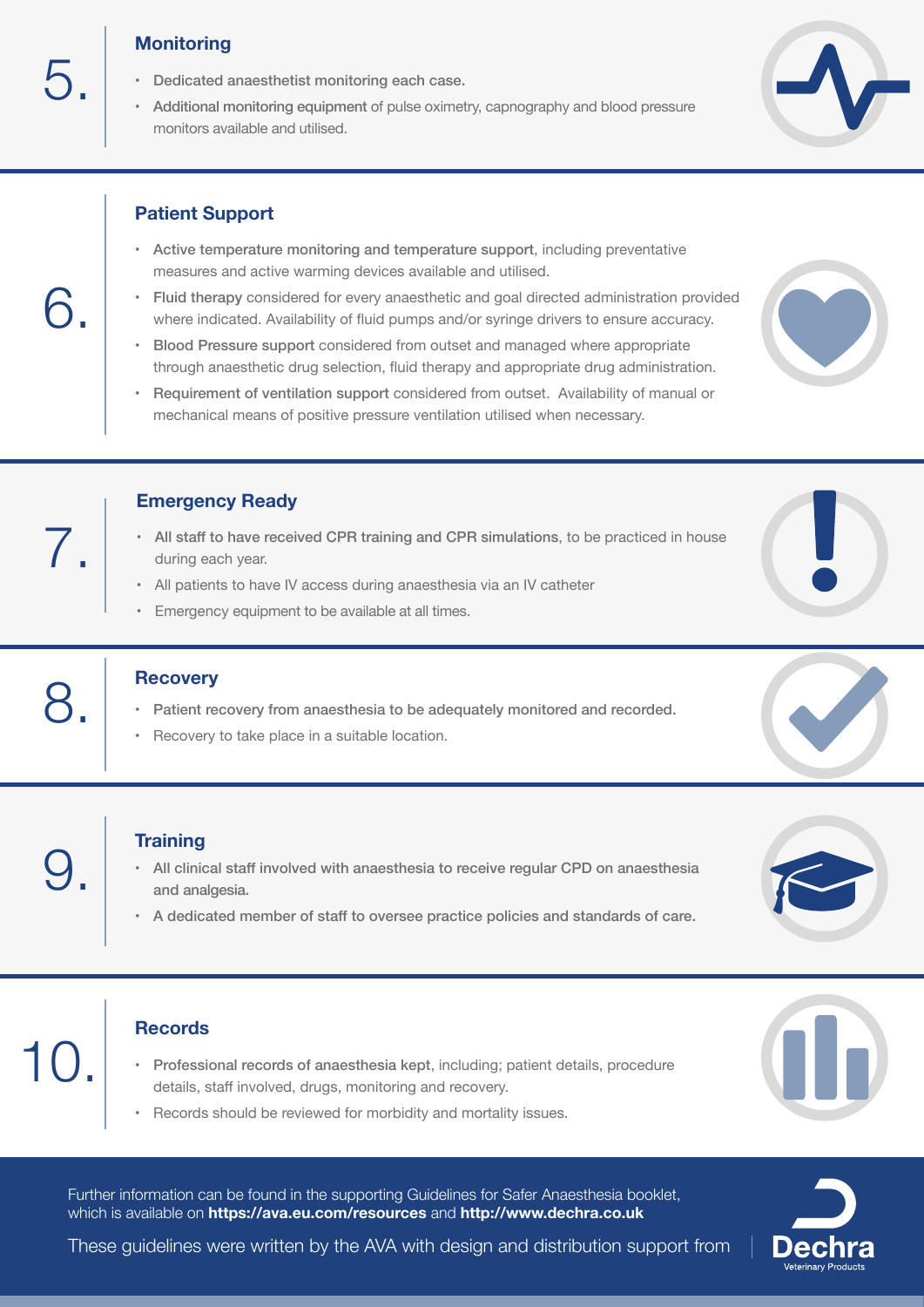## 5. Monitoring

- **Dedicated anaesthetist monitoring each case.**
- **Additional monitoring equipment** of pulse oximetry, capnography and blood pressure monitors available and utilised.

## 6. Patient Support

- **Active temperature monitoring and temperature support**, including preventative measures and active warming devices available and utilised.
- **Fluid therapy** considered for every anaesthetic and goal directed administration provided where indicated. Availability of fluid pumps and/or syringe drivers to ensure accuracy.
- **Blood Pressure support** considered from outset and managed where appropriate through anaesthetic drug selection, fluid therapy and appropriate drug administration.
- **Requirement of ventilation support** considered from outset. Availability of manual or mechanical means of positive pressure ventilation utilised when necessary.

## 7. Emergency Ready

- **All staff to have received CPR training and CPR simulations**, to be practiced in house during each year.
- All patients to have IV access during anaesthesia via an IV catheter
- Emergency equipment to be available at all times.

## 8. Recovery

- **Patient recovery from anaesthesia to be adequately monitored and recorded.**
- Recovery to take place in a suitable location.

## 9. Training

- **All clinical staff involved with anaesthesia to receive regular CPD on anaesthesia and analgesia.**
- **A dedicated member of staff to oversee practice policies and standards of care.**

## 10. Records

- **Professional records of anaesthesia kept**, including; patient details, procedure details, staff involved, drugs, monitoring and recovery.
- Records should be reviewed for morbidity and mortality issues.

Further information can be found in the supporting Guidelines for Safer Anaesthesia booklet, which is available on **https://ava.eu.com/resources** and **http://www.dechra.co.uk**

These guidelines were written by the AVA with design and distribution support from **Dechra** Veterinary Products